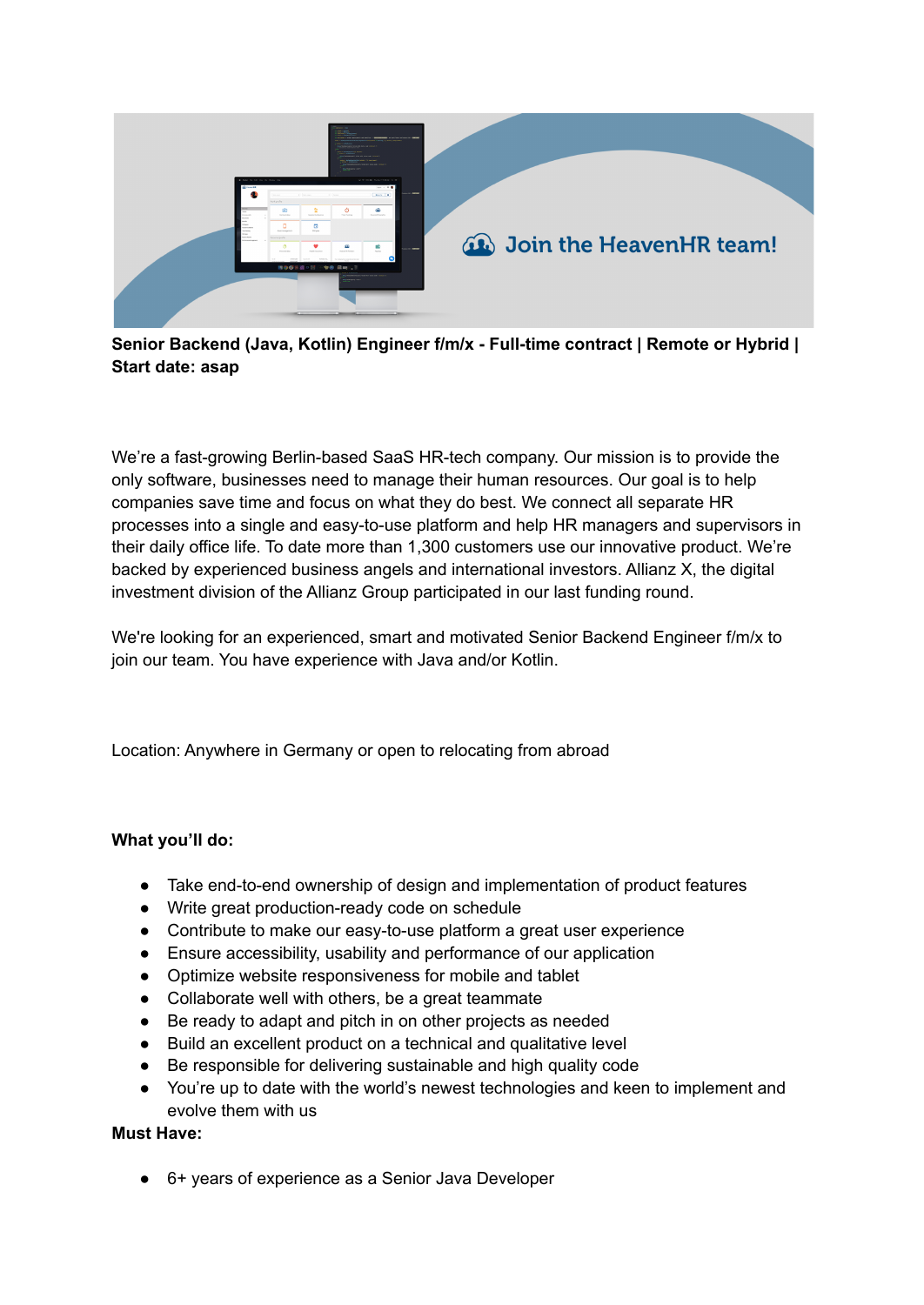**Senior Backend (Java, Kotlin) Engineer f/m/x - Full-time contract | Remote or Hybrid | Start date: asap**

We're a fast-growing Berlin-based SaaS HR-tech company. Our mission is to provide the only software, businesses need to manage their human resources. Our goal is to help companies save time and focus on what they do best. We connect all separate HR processes into a single and easy-to-use platform and help HR managers and supervisors in their daily office life. To date more than 1,300 customers use our innovative product. We're backed by experienced business angels and international investors. Allianz X, the digital investment division of the Allianz Group participated in our last funding round.

We're looking for an experienced, smart and motivated Senior Backend Engineer f/m/x to join our team. You have experience with Java and/or Kotlin.

Location: Anywhere in Germany or open to relocating from abroad

**What you'll do:**

- Take end-to-end ownership of design and implementation of product features
- Write great production-ready code on schedule
- Contribute to make our easy-to-use platform a great user experience
- Ensure accessibility, usability and performance of our application
- Optimize website responsiveness for mobile and tablet
- Collaborate well with others, be a great teammate
- Be ready to adapt and pitch in on other projects as needed
- Build an excellent product on a technical and qualitative level
- Be responsible for delivering sustainable and high quality code
- You're up to date with the world's newest technologies and keen to implement and evolve them with us

**Must Have:**

- 6+ years of experience as a Senior Java Developer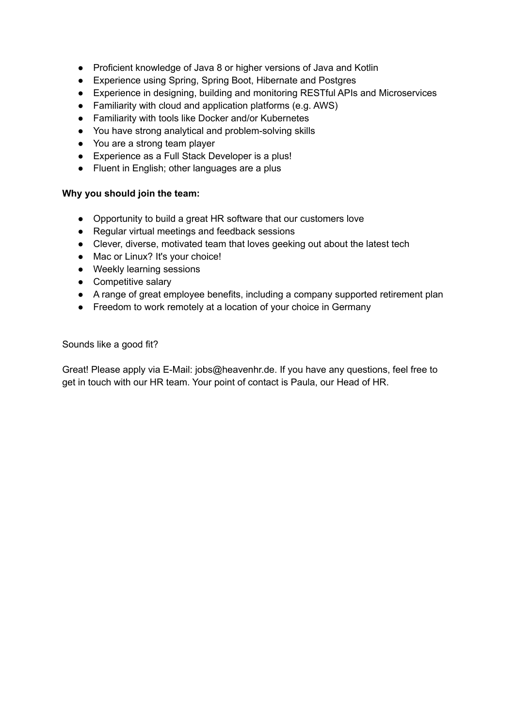- Proficient knowledge of Java 8 or higher versions of Java and Kotlin
- Experience using Spring, Spring Boot, Hibernate and Postgres
- Experience in designing, building and monitoring RESTful APIs and Microservices
- Familiarity with cloud and application platforms (e.g. AWS)
- Familiarity with tools like Docker and/or Kubernetes
- You have strong analytical and problem-solving skills
- You are a strong team player
- Experience as a Full Stack Developer is a plus!
- Fluent in English; other languages are a plus

**Why you should join the team:**

- Opportunity to build a great HR software that our customers love
- Regular virtual meetings and feedback sessions
- Clever, diverse, motivated team that loves geeking out about the latest tech
- Mac or Linux? It's your choice!
- Weekly learning sessions
- Competitive salary
- A range of great employee benefits, including a company supported retirement plan
- Freedom to work remotely at a location of your choice in Germany

Sounds like a good fit?

Great! Please apply via E-Mail: jobs@heavenhr.de. If you have any questions, feel free to get in touch with our HR team. Your point of contact is Paula, our Head of HR.